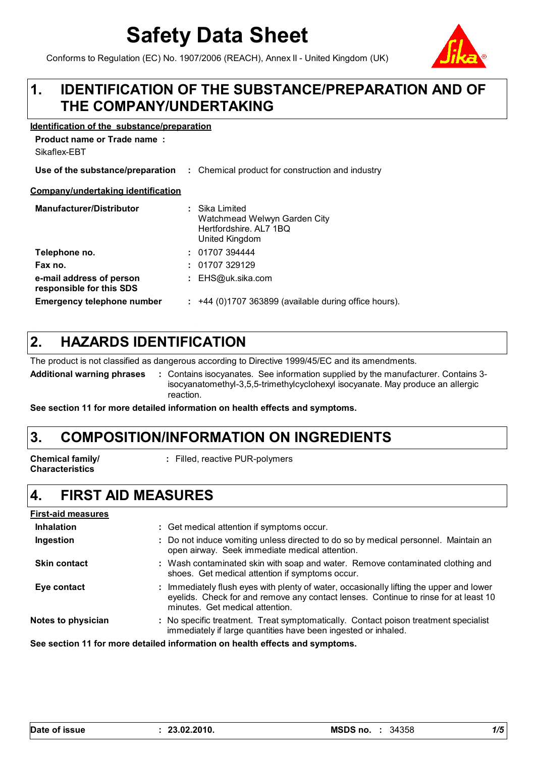# Safety Data Sheet

Conforms to Regulation (EC) No. 1907/2006 (REACH), Annex II - United Kingdom (UK)

## 1. IDENTIFICATION OF THE SUBSTANCE/PREPARATION AND OF THE COMPANY/UNDERTAKING

**Identification of the substance/preparation**

**Product name or Trade name :**
Sikaflex-EBT

**Use of the substance/preparation** : Chemical product for construction and industry

**Company/undertaking identification**

| | |
|---|---|
| **Manufacturer/Distributor** | : Sika Limited<br>Watchmead Welwyn Garden City<br>Hertfordshire. AL7 1BQ<br>United Kingdom |
| **Telephone no.** | : 01707 394444 |
| **Fax no.** | : 01707 329129 |
| **e-mail address of person responsible for this SDS** | : EHS@uk.sika.com |
| **Emergency telephone number** | : +44 (0)1707 363899 (available during office hours). |

## 2. HAZARDS IDENTIFICATION

The product is not classified as dangerous according to Directive 1999/45/EC and its amendments.

**Additional warning phrases** : Contains isocyanates. See information supplied by the manufacturer. Contains 3-isocyanatomethyl-3,5,5-trimethylcyclohexyl isocyanate. May produce an allergic reaction.

**See section 11 for more detailed information on health effects and symptoms.**

## 3. COMPOSITION/INFORMATION ON INGREDIENTS

**Chemical family/ Characteristics** : Filled, reactive PUR-polymers

## 4. FIRST AID MEASURES

**First-aid measures**

| | |
|---|---|
| **Inhalation** | : Get medical attention if symptoms occur. |
| **Ingestion** | : Do not induce vomiting unless directed to do so by medical personnel. Maintain an open airway. Seek immediate medical attention. |
| **Skin contact** | : Wash contaminated skin with soap and water. Remove contaminated clothing and shoes. Get medical attention if symptoms occur. |
| **Eye contact** | : Immediately flush eyes with plenty of water, occasionally lifting the upper and lower eyelids. Check for and remove any contact lenses. Continue to rinse for at least 10 minutes. Get medical attention. |
| **Notes to physician** | : No specific treatment. Treat symptomatically. Contact poison treatment specialist immediately if large quantities have been ingested or inhaled. |

**See section 11 for more detailed information on health effects and symptoms.**

**Date of issue** : **23.02.2010.** **MSDS no.** : 34358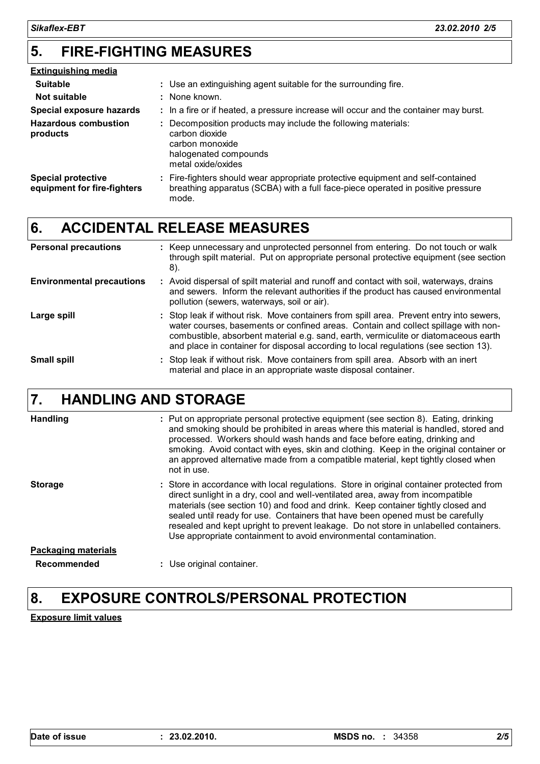## 5. FIRE-FIGHTING MEASURES

**Extinguishing media**

| | |
|---|---|
| **Suitable** | : Use an extinguishing agent suitable for the surrounding fire. |
| **Not suitable** | : None known. |
| **Special exposure hazards** | : In a fire or if heated, a pressure increase will occur and the container may burst. |
| **Hazardous combustion products** | : Decomposition products may include the following materials: carbon dioxide, carbon monoxide, halogenated compounds, metal oxide/oxides |
| **Special protective equipment for fire-fighters** | : Fire-fighters should wear appropriate protective equipment and self-contained breathing apparatus (SCBA) with a full face-piece operated in positive pressure mode. |

## 6. ACCIDENTAL RELEASE MEASURES

| | |
|---|---|
| **Personal precautions** | : Keep unnecessary and unprotected personnel from entering. Do not touch or walk through spilt material. Put on appropriate personal protective equipment (see section 8). |
| **Environmental precautions** | : Avoid dispersal of spilt material and runoff and contact with soil, waterways, drains and sewers. Inform the relevant authorities if the product has caused environmental pollution (sewers, waterways, soil or air). |
| **Large spill** | : Stop leak if without risk. Move containers from spill area. Prevent entry into sewers, water courses, basements or confined areas. Contain and collect spillage with non-combustible, absorbent material e.g. sand, earth, vermiculite or diatomaceous earth and place in container for disposal according to local regulations (see section 13). |
| **Small spill** | : Stop leak if without risk. Move containers from spill area. Absorb with an inert material and place in an appropriate waste disposal container. |

## 7. HANDLING AND STORAGE

| | |
|---|---|
| **Handling** | : Put on appropriate personal protective equipment (see section 8). Eating, drinking and smoking should be prohibited in areas where this material is handled, stored and processed. Workers should wash hands and face before eating, drinking and smoking. Avoid contact with eyes, skin and clothing. Keep in the original container or an approved alternative made from a compatible material, kept tightly closed when not in use. |
| **Storage** | : Store in accordance with local regulations. Store in original container protected from direct sunlight in a dry, cool and well-ventilated area, away from incompatible materials (see section 10) and food and drink. Keep container tightly closed and sealed until ready for use. Containers that have been opened must be carefully resealed and kept upright to prevent leakage. Do not store in unlabelled containers. Use appropriate containment to avoid environmental contamination. |

**Packaging materials**

| | |
|---|---|
| **Recommended** | : Use original container. |

## 8. EXPOSURE CONTROLS/PERSONAL PROTECTION

**Exposure limit values**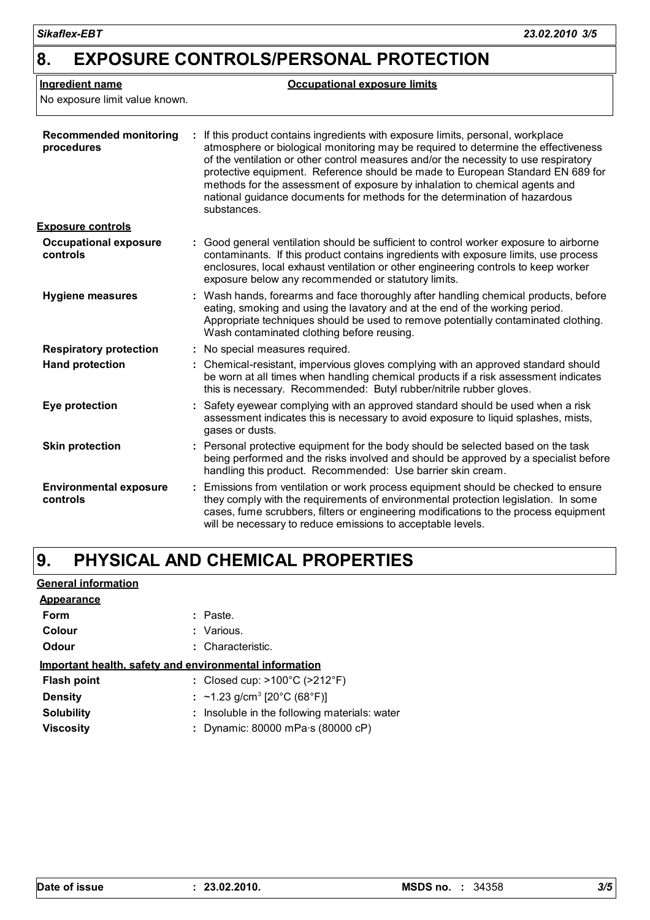## 8. EXPOSURE CONTROLS/PERSONAL PROTECTION

| Ingredient name | Occupational exposure limits |
| --- | --- |
| No exposure limit value known. | |

**Recommended monitoring procedures** : If this product contains ingredients with exposure limits, personal, workplace atmosphere or biological monitoring may be required to determine the effectiveness of the ventilation or other control measures and/or the necessity to use respiratory protective equipment. Reference should be made to European Standard EN 689 for methods for the assessment of exposure by inhalation to chemical agents and national guidance documents for methods for the determination of hazardous substances.

**Exposure controls**

**Occupational exposure controls** : Good general ventilation should be sufficient to control worker exposure to airborne contaminants. If this product contains ingredients with exposure limits, use process enclosures, local exhaust ventilation or other engineering controls to keep worker exposure below any recommended or statutory limits.

**Hygiene measures** : Wash hands, forearms and face thoroughly after handling chemical products, before eating, smoking and using the lavatory and at the end of the working period. Appropriate techniques should be used to remove potentially contaminated clothing. Wash contaminated clothing before reusing.

**Respiratory protection** : No special measures required.

**Hand protection** : Chemical-resistant, impervious gloves complying with an approved standard should be worn at all times when handling chemical products if a risk assessment indicates this is necessary. Recommended: Butyl rubber/nitrile rubber gloves.

**Eye protection** : Safety eyewear complying with an approved standard should be used when a risk assessment indicates this is necessary to avoid exposure to liquid splashes, mists, gases or dusts.

**Skin protection** : Personal protective equipment for the body should be selected based on the task being performed and the risks involved and should be approved by a specialist before handling this product. Recommended: Use barrier skin cream.

**Environmental exposure controls** : Emissions from ventilation or work process equipment should be checked to ensure they comply with the requirements of environmental protection legislation. In some cases, fume scrubbers, filters or engineering modifications to the process equipment will be necessary to reduce emissions to acceptable levels.

## 9. PHYSICAL AND CHEMICAL PROPERTIES

**General information**

**Appearance**

**Form** : Paste.

**Colour** : Various.

**Odour** : Characteristic.

**Important health, safety and environmental information**

**Flash point** : Closed cup: >100°C (>212°F)

**Density** : ~1.23 g/cm$^3$ [20°C (68°F)]

**Solubility** : Insoluble in the following materials: water

**Viscosity** : Dynamic: 80000 mPa·s (80000 cP)

**Date of issue** : 23.02.2010. **MSDS no.** : 34358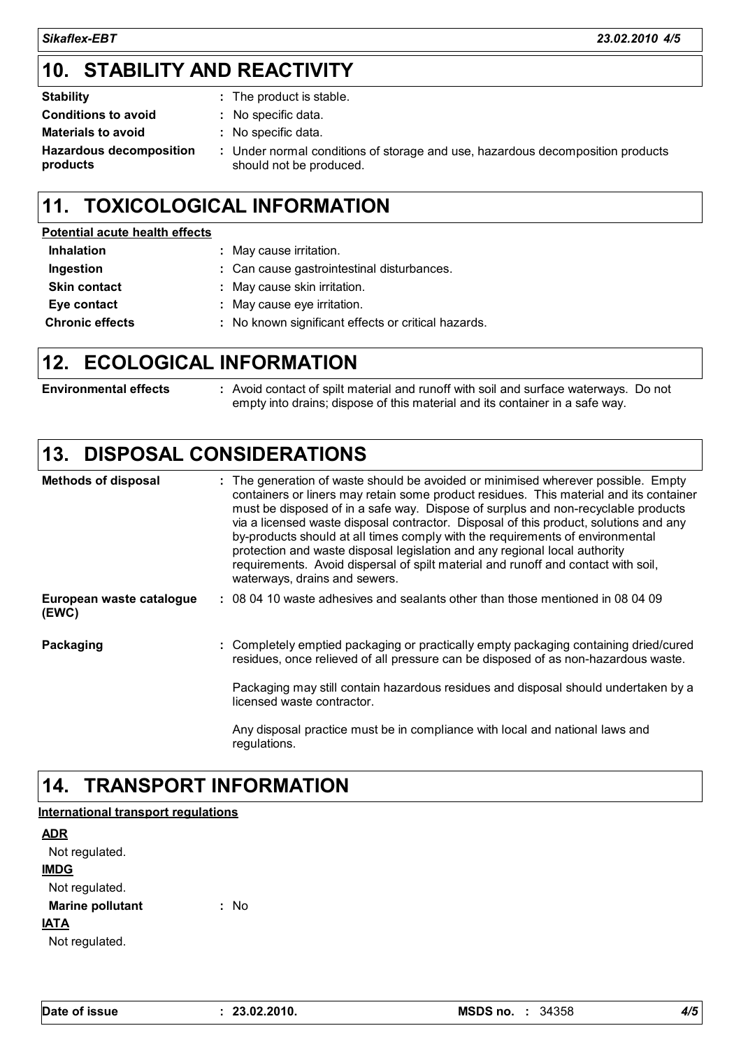## 10. STABILITY AND REACTIVITY

| | |
|---|---|
| **Stability** | : The product is stable. |
| **Conditions to avoid** | : No specific data. |
| **Materials to avoid** | : No specific data. |
| **Hazardous decomposition products** | : Under normal conditions of storage and use, hazardous decomposition products should not be produced. |

## 11. TOXICOLOGICAL INFORMATION

**Potential acute health effects**

| | |
|---|---|
| **Inhalation** | : May cause irritation. |
| **Ingestion** | : Can cause gastrointestinal disturbances. |
| **Skin contact** | : May cause skin irritation. |
| **Eye contact** | : May cause eye irritation. |
| **Chronic effects** | : No known significant effects or critical hazards. |

## 12. ECOLOGICAL INFORMATION

| | |
|---|---|
| **Environmental effects** | : Avoid contact of spilt material and runoff with soil and surface waterways. Do not empty into drains; dispose of this material and its container in a safe way. |

## 13. DISPOSAL CONSIDERATIONS

| | |
|---|---|
| **Methods of disposal** | : The generation of waste should be avoided or minimised wherever possible. Empty containers or liners may retain some product residues. This material and its container must be disposed of in a safe way. Dispose of surplus and non-recyclable products via a licensed waste disposal contractor. Disposal of this product, solutions and any by-products should at all times comply with the requirements of environmental protection and waste disposal legislation and any regional local authority requirements. Avoid dispersal of spilt material and runoff and contact with soil, waterways, drains and sewers. |
| **European waste catalogue (EWC)** | : 08 04 10 waste adhesives and sealants other than those mentioned in 08 04 09 |
| **Packaging** | : Completely emptied packaging or practically empty packaging containing dried/cured residues, once relieved of all pressure can be disposed of as non-hazardous waste. |

Packaging may still contain hazardous residues and disposal should undertaken by a licensed waste contractor.

Any disposal practice must be in compliance with local and national laws and regulations.

## 14. TRANSPORT INFORMATION

**International transport regulations**

**ADR**

Not regulated.

**IMDG**

Not regulated.

**Marine pollutant** : No

**IATA**

Not regulated.

**Date of issue** : **23.02.2010.** **MSDS no.** : 34358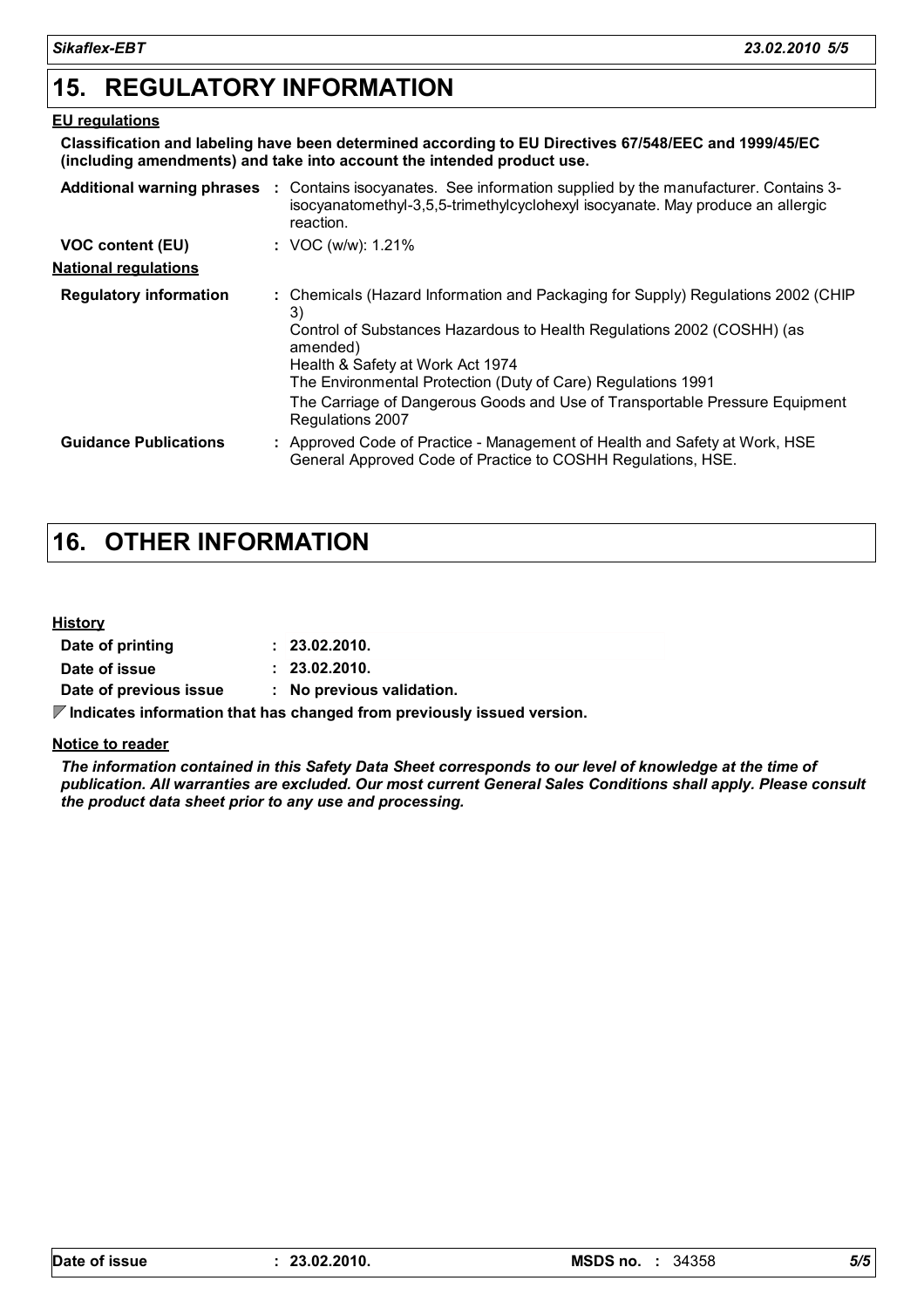## 15. REGULATORY INFORMATION

**EU regulations**

**Classification and labeling have been determined according to EU Directives 67/548/EEC and 1999/45/EC (including amendments) and take into account the intended product use.**

| | |
|---|---|
| **Additional warning phrases** | : Contains isocyanates. See information supplied by the manufacturer. Contains 3-isocyanatomethyl-3,5,5-trimethylcyclohexyl isocyanate. May produce an allergic reaction. |
| **VOC content (EU)** | : VOC (w/w): 1.21% |

**National regulations**

| | |
|---|---|
| **Regulatory information** | : Chemicals (Hazard Information and Packaging for Supply) Regulations 2002 (CHIP 3)<br>Control of Substances Hazardous to Health Regulations 2002 (COSHH) (as amended)<br>Health & Safety at Work Act 1974<br>The Environmental Protection (Duty of Care) Regulations 1991<br>The Carriage of Dangerous Goods and Use of Transportable Pressure Equipment Regulations 2007 |
| **Guidance Publications** | : Approved Code of Practice - Management of Health and Safety at Work, HSE<br>General Approved Code of Practice to COSHH Regulations, HSE. |

## 16. OTHER INFORMATION

**History**

| | |
|---|---|
| **Date of printing** | : **23.02.2010.** |
| **Date of issue** | : **23.02.2010.** |
| **Date of previous issue** | : **No previous validation.** |

**Indicates information that has changed from previously issued version.**

**Notice to reader**

***The information contained in this Safety Data Sheet corresponds to our level of knowledge at the time of publication. All warranties are excluded. Our most current General Sales Conditions shall apply. Please consult the product data sheet prior to any use and processing.***

**Date of issue** : **23.02.2010.** **MSDS no.** : 34358